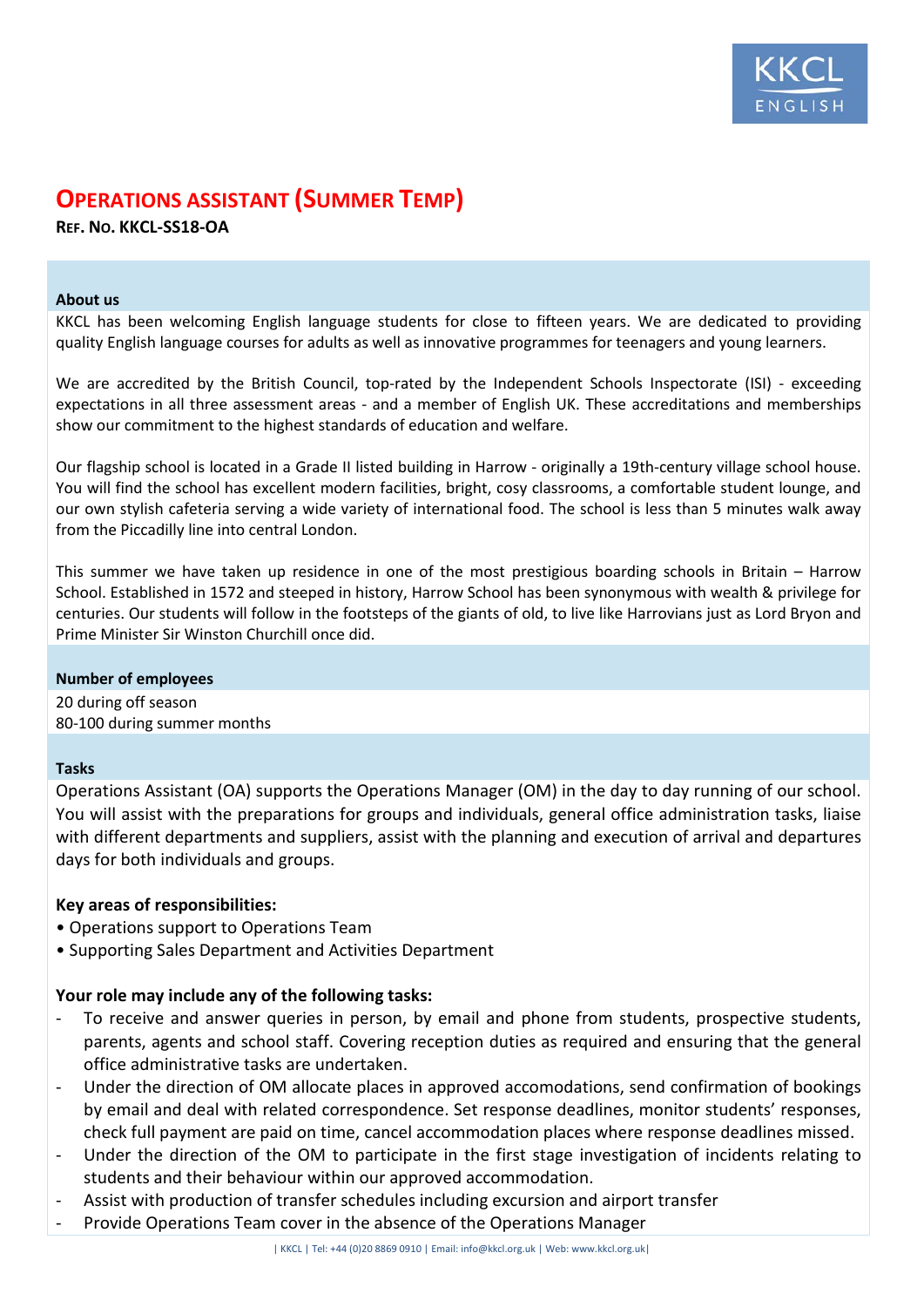# OPERATIONS ASSISTANT (SUMMER TEMP)

**REF. NO. KKCL-SS18-OA**

**About us**

KKCL has been welcoming English language students for close to fifteen years. We are dedicated to providing quality English language courses for adults as well as innovative programmes for teenagers and young learners.

We are accredited by the British Council, top-rated by the Independent Schools Inspectorate (ISI) - exceeding expectations in all three assessment areas - and a member of English UK. These accreditations and memberships show our commitment to the highest standards of education and welfare.

Our flagship school is located in a Grade II listed building in Harrow - originally a 19th-century village school house. You will find the school has excellent modern facilities, bright, cosy classrooms, a comfortable student lounge, and our own stylish cafeteria serving a wide variety of international food. The school is less than 5 minutes walk away from the Piccadilly line into central London.

This summer we have taken up residence in one of the most prestigious boarding schools in Britain – Harrow School. Established in 1572 and steeped in history, Harrow School has been synonymous with wealth & privilege for centuries. Our students will follow in the footsteps of the giants of old, to live like Harrovians just as Lord Bryon and Prime Minister Sir Winston Churchill once did.

**Number of employees**

20 during off season
80-100 during summer months

**Tasks**

Operations Assistant (OA) supports the Operations Manager (OM) in the day to day running of our school. You will assist with the preparations for groups and individuals, general office administration tasks, liaise with different departments and suppliers, assist with the planning and execution of arrival and departures days for both individuals and groups.

**Key areas of responsibilities:**

- Operations support to Operations Team
- Supporting Sales Department and Activities Department

**Your role may include any of the following tasks:**

- To receive and answer queries in person, by email and phone from students, prospective students, parents, agents and school staff. Covering reception duties as required and ensuring that the general office administrative tasks are undertaken.
- Under the direction of OM allocate places in approved accomodations, send confirmation of bookings by email and deal with related correspondence. Set response deadlines, monitor students' responses, check full payment are paid on time, cancel accommodation places where response deadlines missed.
- Under the direction of the OM to participate in the first stage investigation of incidents relating to students and their behaviour within our approved accommodation.
- Assist with production of transfer schedules including excursion and airport transfer
- Provide Operations Team cover in the absence of the Operations Manager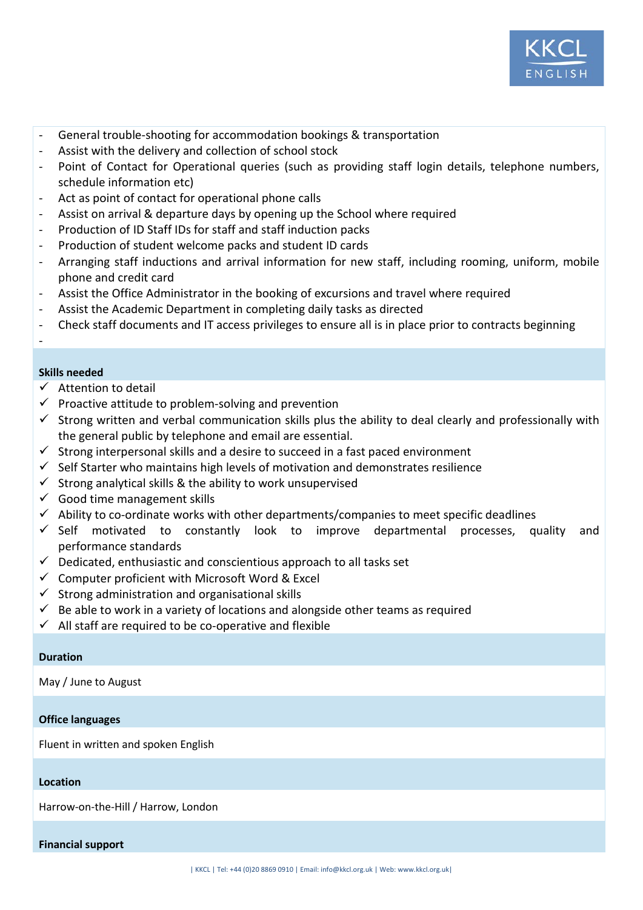- General trouble-shooting for accommodation bookings & transportation
- Assist with the delivery and collection of school stock
- Point of Contact for Operational queries (such as providing staff login details, telephone numbers, schedule information etc)
- Act as point of contact for operational phone calls
- Assist on arrival & departure days by opening up the School where required
- Production of ID Staff IDs for staff and staff induction packs
- Production of student welcome packs and student ID cards
- Arranging staff inductions and arrival information for new staff, including rooming, uniform, mobile phone and credit card
- Assist the Office Administrator in the booking of excursions and travel where required
- Assist the Academic Department in completing daily tasks as directed
- Check staff documents and IT access privileges to ensure all is in place prior to contracts beginning
-

**Skills needed**

- ✓ Attention to detail
- ✓ Proactive attitude to problem-solving and prevention
- ✓ Strong written and verbal communication skills plus the ability to deal clearly and professionally with the general public by telephone and email are essential.
- ✓ Strong interpersonal skills and a desire to succeed in a fast paced environment
- ✓ Self Starter who maintains high levels of motivation and demonstrates resilience
- ✓ Strong analytical skills & the ability to work unsupervised
- ✓ Good time management skills
- ✓ Ability to co-ordinate works with other departments/companies to meet specific deadlines
- ✓ Self motivated to constantly look to improve departmental processes, quality and performance standards
- ✓ Dedicated, enthusiastic and conscientious approach to all tasks set
- ✓ Computer proficient with Microsoft Word & Excel
- ✓ Strong administration and organisational skills
- ✓ Be able to work in a variety of locations and alongside other teams as required
- ✓ All staff are required to be co-operative and flexible

**Duration**

May / June to August

**Office languages**

Fluent in written and spoken English

**Location**

Harrow-on-the-Hill / Harrow, London

**Financial support**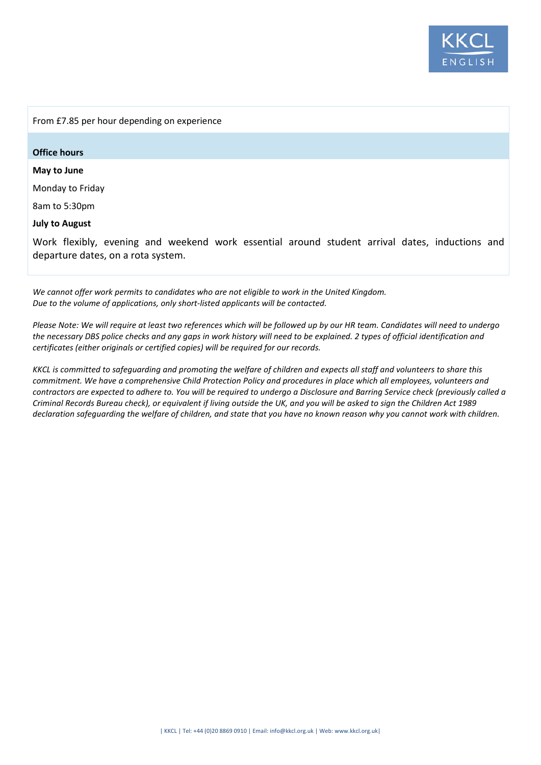From £7.85 per hour depending on experience

**Office hours**

**May to June**

Monday to Friday

8am to 5:30pm

**July to August**

Work flexibly, evening and weekend work essential around student arrival dates, inductions and departure dates, on a rota system.

*We cannot offer work permits to candidates who are not eligible to work in the United Kingdom.*
*Due to the volume of applications, only short-listed applicants will be contacted.*

*Please Note: We will require at least two references which will be followed up by our HR team. Candidates will need to undergo the necessary DBS police checks and any gaps in work history will need to be explained. 2 types of official identification and certificates (either originals or certified copies) will be required for our records.*

*KKCL is committed to safeguarding and promoting the welfare of children and expects all staff and volunteers to share this commitment. We have a comprehensive Child Protection Policy and procedures in place which all employees, volunteers and contractors are expected to adhere to. You will be required to undergo a Disclosure and Barring Service check (previously called a Criminal Records Bureau check), or equivalent if living outside the UK, and you will be asked to sign the Children Act 1989 declaration safeguarding the welfare of children, and state that you have no known reason why you cannot work with children.*